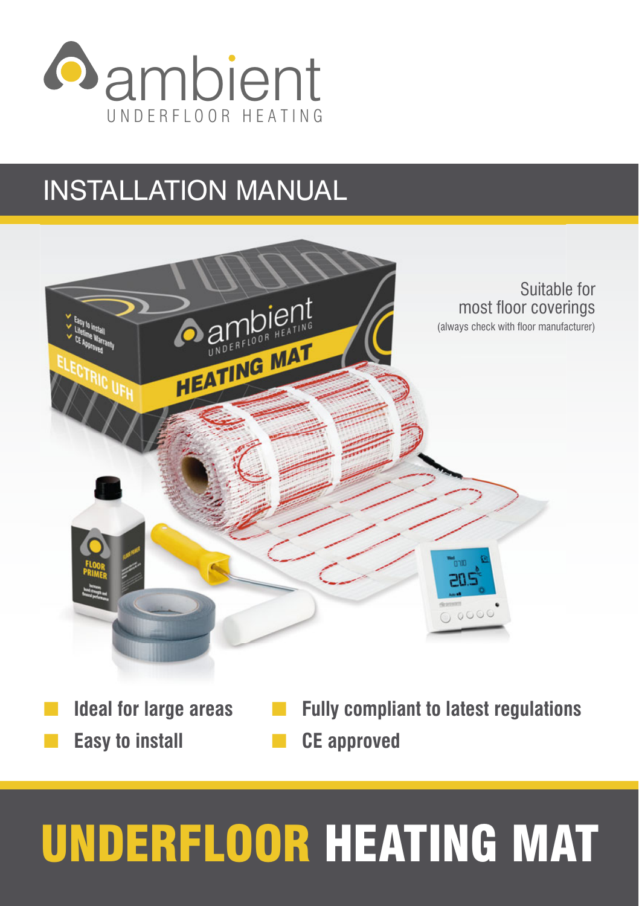ambient

UNDERFLOOR HEATING

# INSTALLATION MANUAL

Suitable for most floor coverings
(always check with floor manufacturer)

- **Ideal for large areas**
- **Easy to install**
- **Fully compliant to latest regulations**
- **CE approved**

# UNDERFLOOR HEATING MAT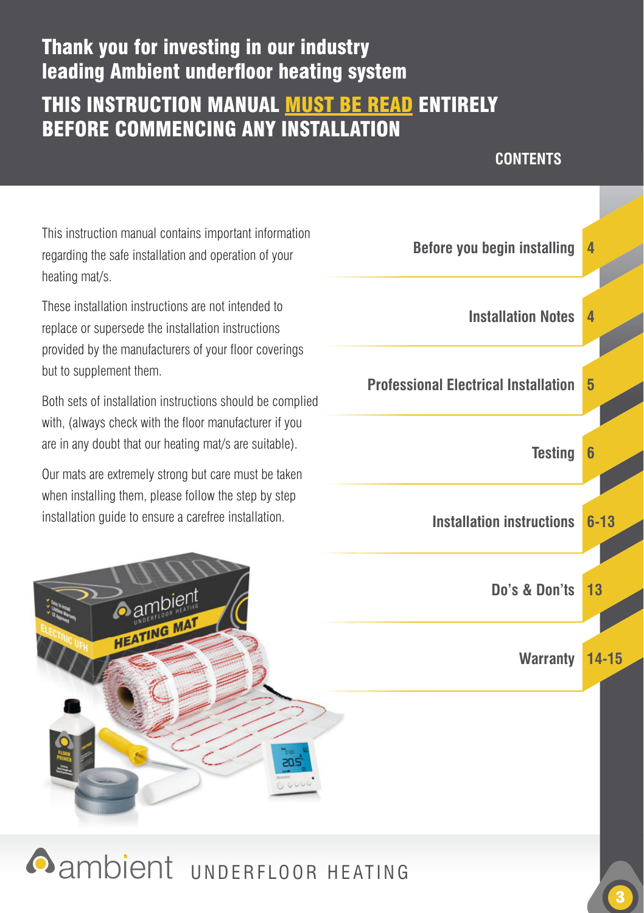# Thank you for investing in our industry leading Ambient underfloor heating system

## THIS INSTRUCTION MANUAL MUST BE READ ENTIRELY BEFORE COMMENCING ANY INSTALLATION

This instruction manual contains important information regarding the safe installation and operation of your heating mat/s.

These installation instructions are not intended to replace or supersede the installation instructions provided by the manufacturers of your floor coverings but to supplement them.

Both sets of installation instructions should be complied with, (always check with the floor manufacturer if you are in any doubt that our heating mat/s are suitable).

Our mats are extremely strong but care must be taken when installing them, please follow the step by step installation guide to ensure a carefree installation.

## CONTENTS

| Section | Page |
|---|---|
| Before you begin installing | 4 |
| Installation Notes | 4 |
| Professional Electrical Installation | 5 |
| Testing | 6 |
| Installation instructions | 6-13 |
| Do's & Don'ts | 13 |
| Warranty | 14-15 |

ambient UNDERFLOOR HEATING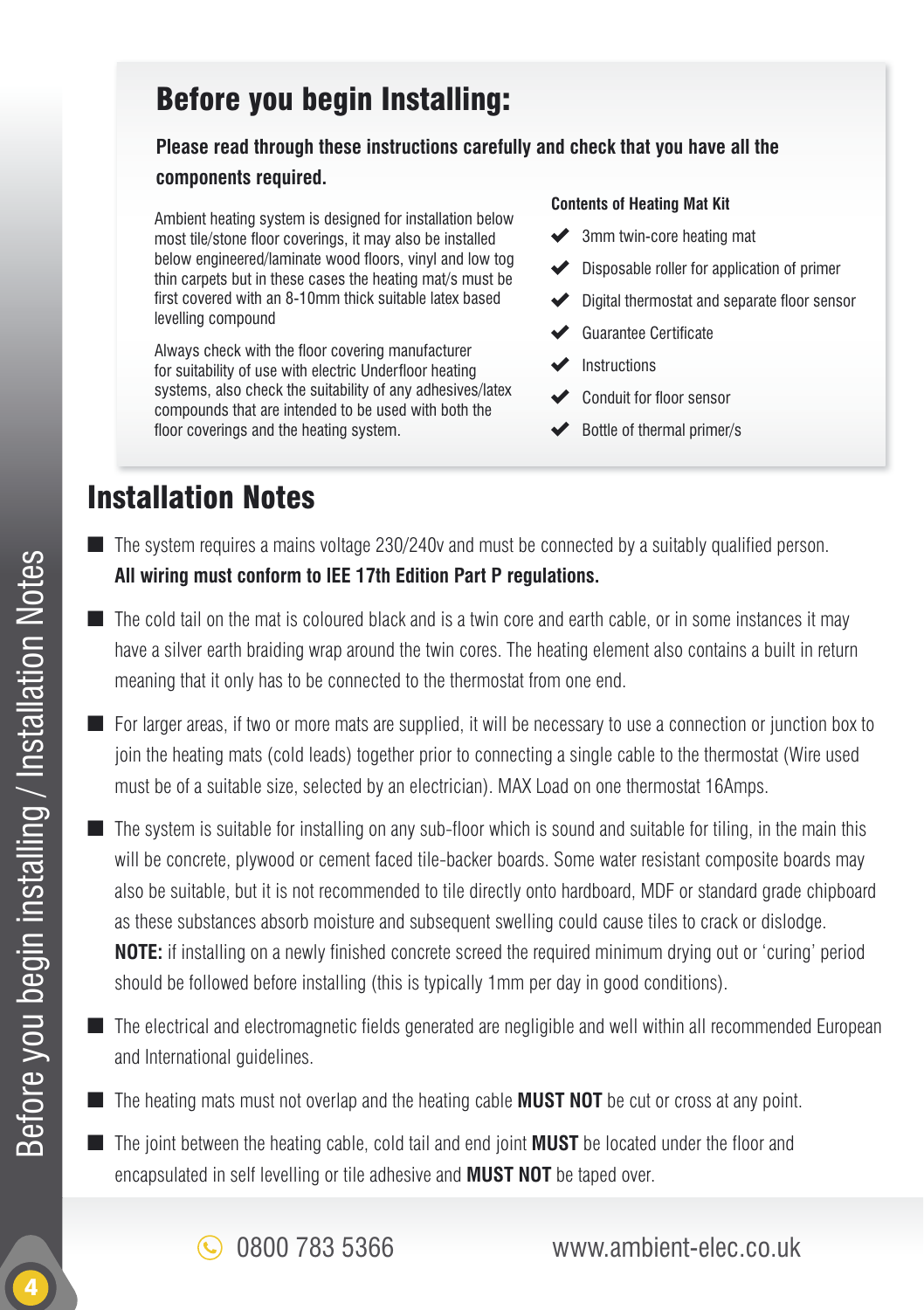## Before you begin Installing:

**Please read through these instructions carefully and check that you have all the components required.**

Ambient heating system is designed for installation below most tile/stone floor coverings, it may also be installed below engineered/laminate wood floors, vinyl and low tog thin carpets but in these cases the heating mat/s must be first covered with an 8-10mm thick suitable latex based levelling compound

Always check with the floor covering manufacturer for suitability of use with electric Underfloor heating systems, also check the suitability of any adhesives/latex compounds that are intended to be used with both the floor coverings and the heating system.

**Contents of Heating Mat Kit**

- ✔ 3mm twin-core heating mat
- ✔ Disposable roller for application of primer
- ✔ Digital thermostat and separate floor sensor
- ✔ Guarantee Certificate
- ✔ Instructions
- ✔ Conduit for floor sensor
- ✔ Bottle of thermal primer/s

# Installation Notes

- The system requires a mains voltage 230/240v and must be connected by a suitably qualified person. **All wiring must conform to IEE 17th Edition Part P regulations.**
- The cold tail on the mat is coloured black and is a twin core and earth cable, or in some instances it may have a silver earth braiding wrap around the twin cores. The heating element also contains a built in return meaning that it only has to be connected to the thermostat from one end.
- For larger areas, if two or more mats are supplied, it will be necessary to use a connection or junction box to join the heating mats (cold leads) together prior to connecting a single cable to the thermostat (Wire used must be of a suitable size, selected by an electrician). MAX Load on one thermostat 16Amps.
- The system is suitable for installing on any sub-floor which is sound and suitable for tiling, in the main this will be concrete, plywood or cement faced tile-backer boards. Some water resistant composite boards may also be suitable, but it is not recommended to tile directly onto hardboard, MDF or standard grade chipboard as these substances absorb moisture and subsequent swelling could cause tiles to crack or dislodge. **NOTE:** if installing on a newly finished concrete screed the required minimum drying out or 'curing' period should be followed before installing (this is typically 1mm per day in good conditions).
- The electrical and electromagnetic fields generated are negligible and well within all recommended European and International guidelines.
- The heating mats must not overlap and the heating cable **MUST NOT** be cut or cross at any point.
- The joint between the heating cable, cold tail and end joint **MUST** be located under the floor and encapsulated in self levelling or tile adhesive and **MUST NOT** be taped over.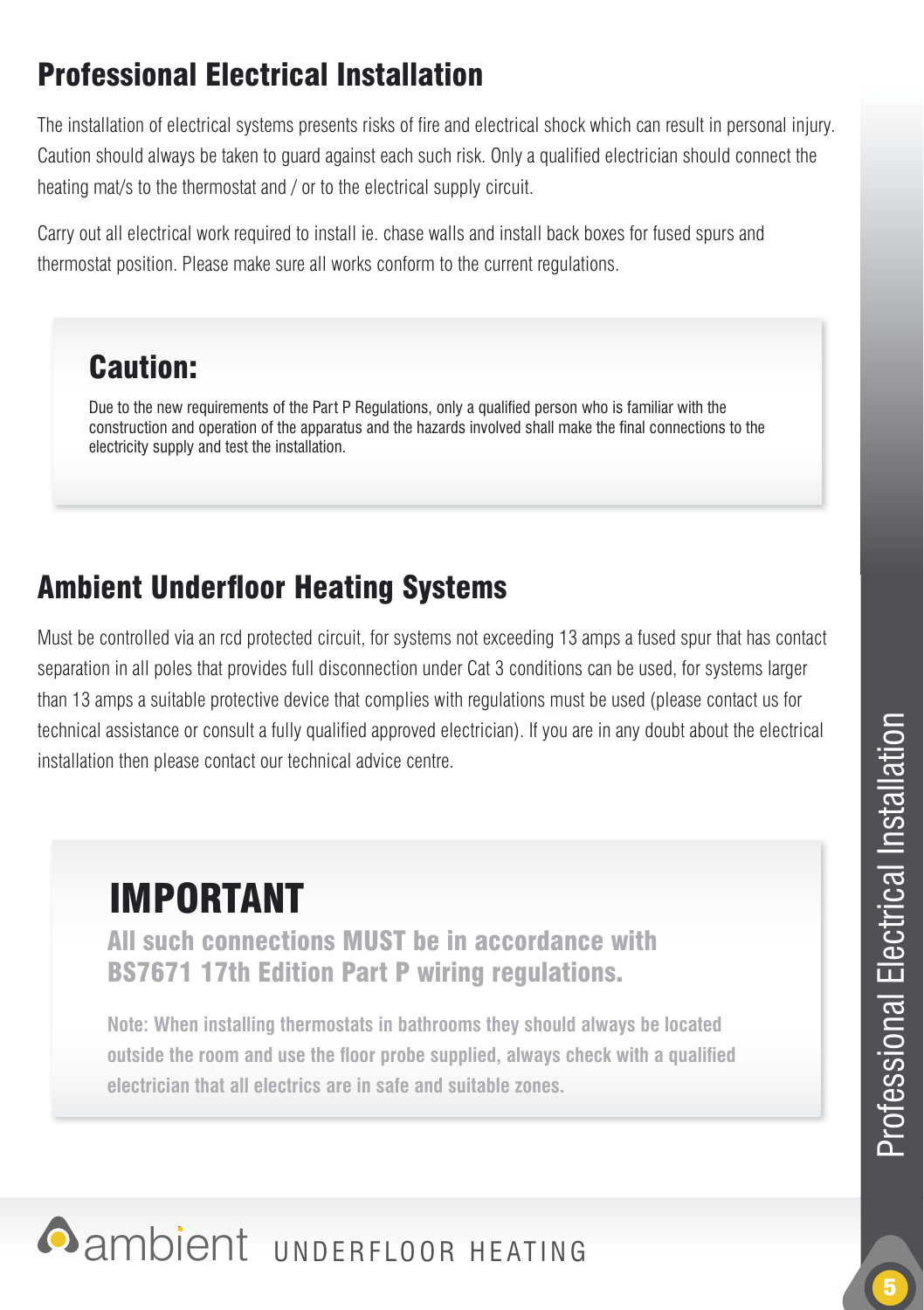## Professional Electrical Installation

The installation of electrical systems presents risks of fire and electrical shock which can result in personal injury. Caution should always be taken to guard against each such risk. Only a qualified electrician should connect the heating mat/s to the thermostat and / or to the electrical supply circuit.

Carry out all electrical work required to install ie. chase walls and install back boxes for fused spurs and thermostat position. Please make sure all works conform to the current regulations.

### Caution:

Due to the new requirements of the Part P Regulations, only a qualified person who is familiar with the construction and operation of the apparatus and the hazards involved shall make the final connections to the electricity supply and test the installation.

## Ambient Underfloor Heating Systems

Must be controlled via an rcd protected circuit, for systems not exceeding 13 amps a fused spur that has contact separation in all poles that provides full disconnection under Cat 3 conditions can be used, for systems larger than 13 amps a suitable protective device that complies with regulations must be used (please contact us for technical assistance or consult a fully qualified approved electrician). If you are in any doubt about the electrical installation then please contact our technical advice centre.

# IMPORTANT

**All such connections MUST be in accordance with BS7671 17th Edition Part P wiring regulations.**

**Note: When installing thermostats in bathrooms they should always be located outside the room and use the floor probe supplied, always check with a qualified electrician that all electrics are in safe and suitable zones.**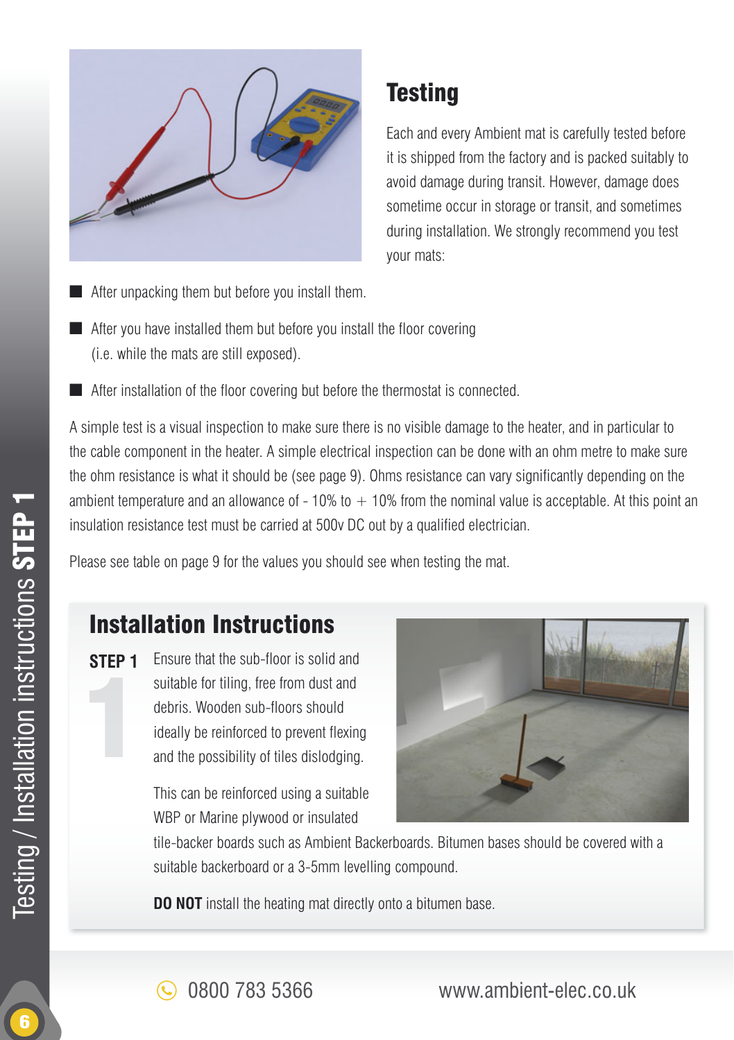## Testing

Each and every Ambient mat is carefully tested before it is shipped from the factory and is packed suitably to avoid damage during transit. However, damage does sometime occur in storage or transit, and sometimes during installation. We strongly recommend you test your mats:

- After unpacking them but before you install them.
- After you have installed them but before you install the floor covering (i.e. while the mats are still exposed).
- After installation of the floor covering but before the thermostat is connected.

A simple test is a visual inspection to make sure there is no visible damage to the heater, and in particular to the cable component in the heater. A simple electrical inspection can be done with an ohm metre to make sure the ohm resistance is what it should be (see page 9). Ohms resistance can vary significantly depending on the ambient temperature and an allowance of - 10% to + 10% from the nominal value is acceptable. At this point an insulation resistance test must be carried at 500v DC out by a qualified electrician.

Please see table on page 9 for the values you should see when testing the mat.

## Installation Instructions

**STEP 1**

Ensure that the sub-floor is solid and suitable for tiling, free from dust and debris. Wooden sub-floors should ideally be reinforced to prevent flexing and the possibility of tiles dislodging.

This can be reinforced using a suitable WBP or Marine plywood or insulated tile-backer boards such as Ambient Backerboards. Bitumen bases should be covered with a suitable backerboard or a 3-5mm levelling compound.

**DO NOT** install the heating mat directly onto a bitumen base.

0800 783 5366 www.ambient-elec.co.uk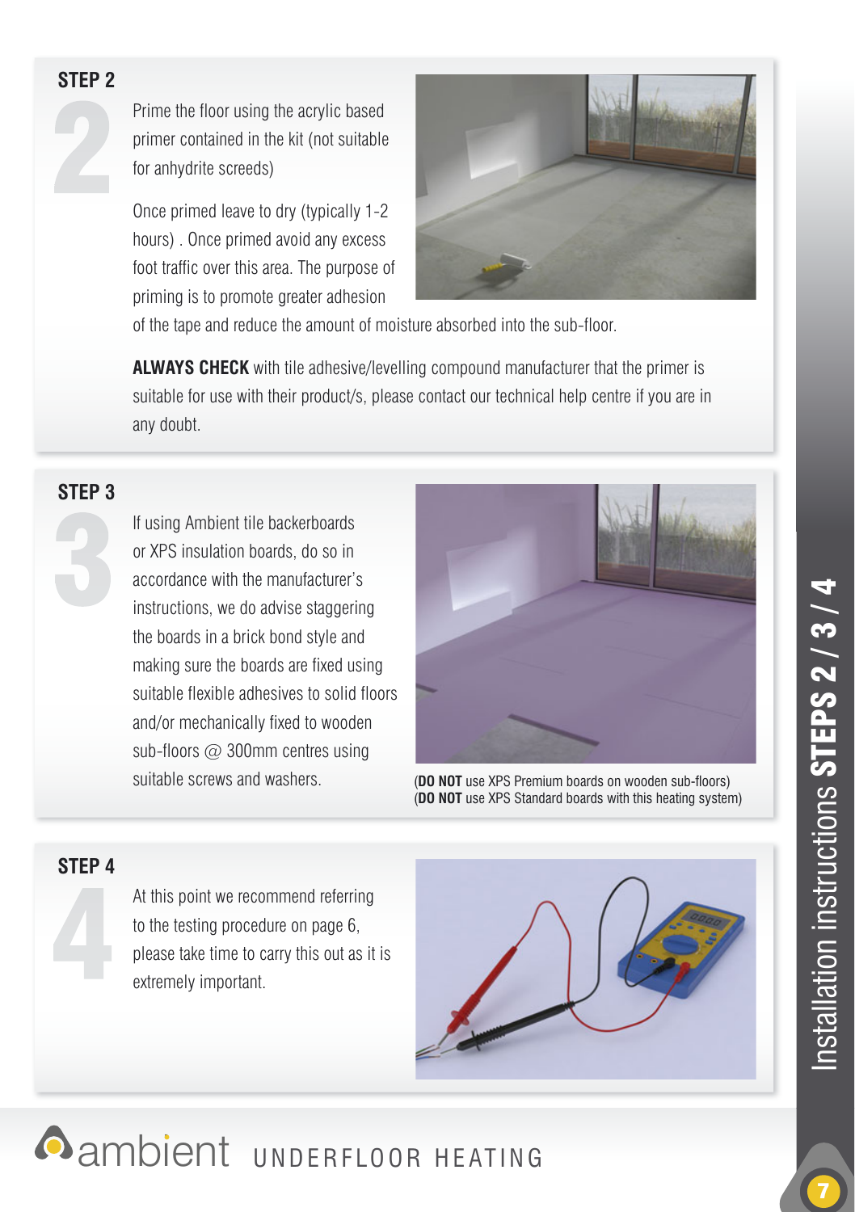## STEP 2

Prime the floor using the acrylic based primer contained in the kit (not suitable for anhydrite screeds)

Once primed leave to dry (typically 1-2 hours) . Once primed avoid any excess foot traffic over this area. The purpose of priming is to promote greater adhesion of the tape and reduce the amount of moisture absorbed into the sub-floor.

**ALWAYS CHECK** with tile adhesive/levelling compound manufacturer that the primer is suitable for use with their product/s, please contact our technical help centre if you are in any doubt.

## STEP 3

If using Ambient tile backerboards or XPS insulation boards, do so in accordance with the manufacturer's instructions, we do advise staggering the boards in a brick bond style and making sure the boards are fixed using suitable flexible adhesives to solid floors and/or mechanically fixed to wooden sub-floors @ 300mm centres using suitable screws and washers.

(**DO NOT** use XPS Premium boards on wooden sub-floors)
(**DO NOT** use XPS Standard boards with this heating system)

## STEP 4

At this point we recommend referring to the testing procedure on page 6, please take time to carry this out as it is extremely important.

ambient UNDERFLOOR HEATING

Installation instructions **STEPS 2 / 3 / 4**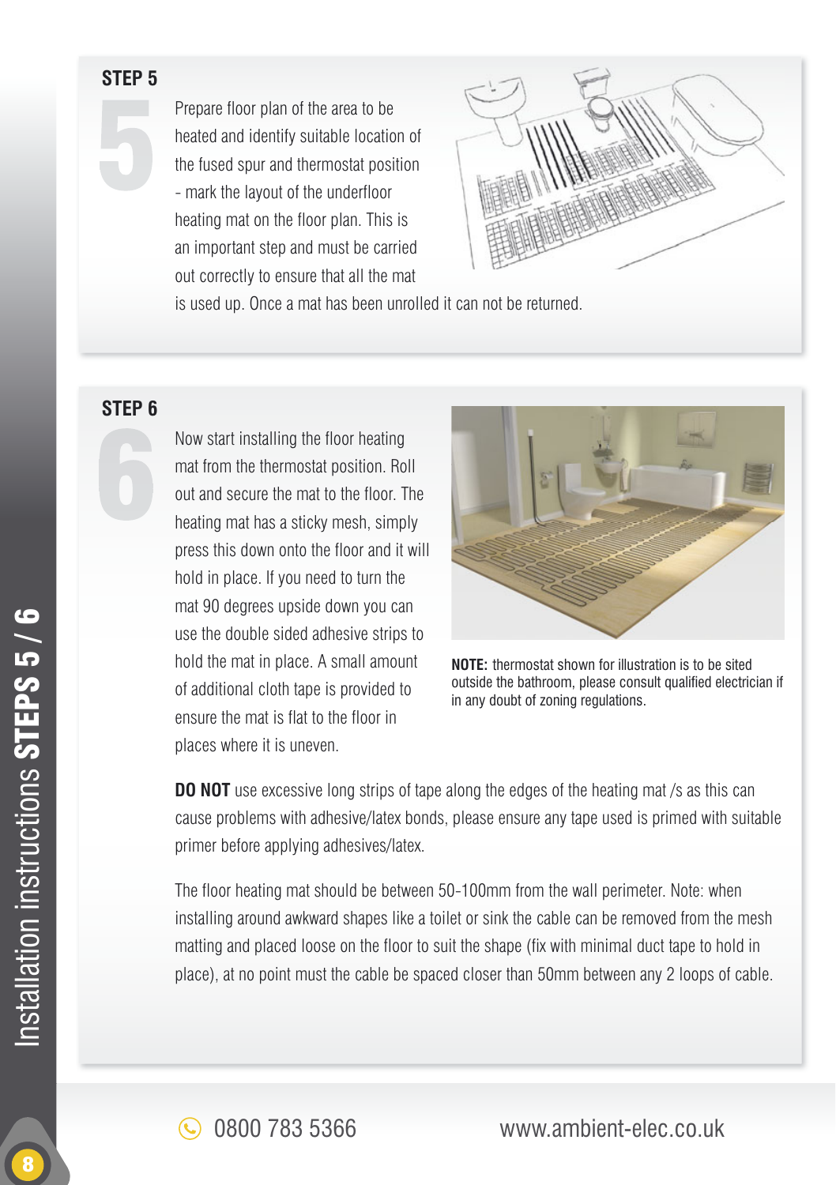## STEP 5

Prepare floor plan of the area to be heated and identify suitable location of the fused spur and thermostat position - mark the layout of the underfloor heating mat on the floor plan. This is an important step and must be carried out correctly to ensure that all the mat is used up. Once a mat has been unrolled it can not be returned.

## STEP 6

Now start installing the floor heating mat from the thermostat position. Roll out and secure the mat to the floor. The heating mat has a sticky mesh, simply press this down onto the floor and it will hold in place. If you need to turn the mat 90 degrees upside down you can use the double sided adhesive strips to hold the mat in place. A small amount of additional cloth tape is provided to ensure the mat is flat to the floor in places where it is uneven.

**NOTE:** thermostat shown for illustration is to be sited outside the bathroom, please consult qualified electrician if in any doubt of zoning regulations.

**DO NOT** use excessive long strips of tape along the edges of the heating mat /s as this can cause problems with adhesive/latex bonds, please ensure any tape used is primed with suitable primer before applying adhesives/latex.

The floor heating mat should be between 50-100mm from the wall perimeter. Note: when installing around awkward shapes like a toilet or sink the cable can be removed from the mesh matting and placed loose on the floor to suit the shape (fix with minimal duct tape to hold in place), at no point must the cable be spaced closer than 50mm between any 2 loops of cable.

0800 783 5366 www.ambient-elec.co.uk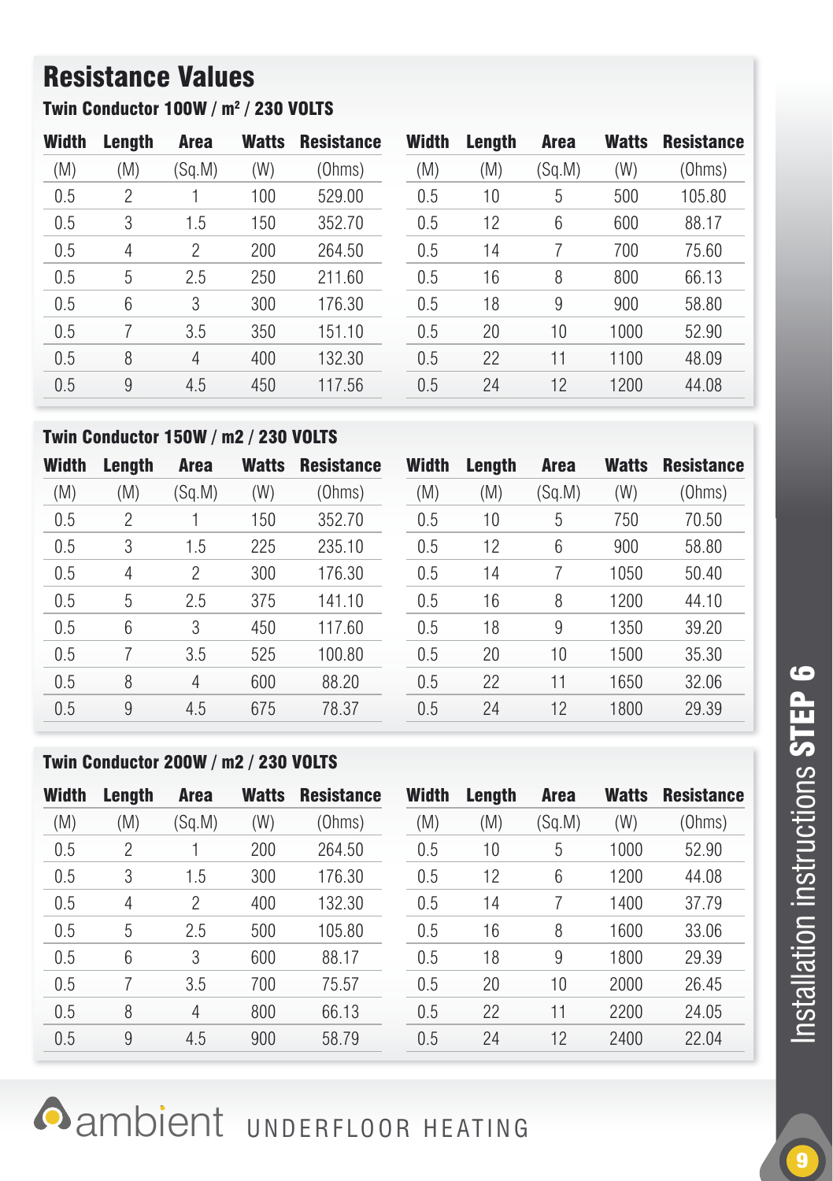# Resistance Values

### Twin Conductor 100W / $m^2$ / 230 VOLTS

| Width | Length | Area | Watts | Resistance | Width | Length | Area | Watts | Resistance |
|---|---|---|---|---|---|---|---|---|---|
| (M) | (M) | (Sq.M) | (W) | (Ohms) | (M) | (M) | (Sq.M) | (W) | (Ohms) |
| 0.5 | 2 | 1 | 100 | 529.00 | 0.5 | 10 | 5 | 500 | 105.80 |
| 0.5 | 3 | 1.5 | 150 | 352.70 | 0.5 | 12 | 6 | 600 | 88.17 |
| 0.5 | 4 | 2 | 200 | 264.50 | 0.5 | 14 | 7 | 700 | 75.60 |
| 0.5 | 5 | 2.5 | 250 | 211.60 | 0.5 | 16 | 8 | 800 | 66.13 |
| 0.5 | 6 | 3 | 300 | 176.30 | 0.5 | 18 | 9 | 900 | 58.80 |
| 0.5 | 7 | 3.5 | 350 | 151.10 | 0.5 | 20 | 10 | 1000 | 52.90 |
| 0.5 | 8 | 4 | 400 | 132.30 | 0.5 | 22 | 11 | 1100 | 48.09 |
| 0.5 | 9 | 4.5 | 450 | 117.56 | 0.5 | 24 | 12 | 1200 | 44.08 |

### Twin Conductor 150W / m2 / 230 VOLTS

| Width | Length | Area | Watts | Resistance | Width | Length | Area | Watts | Resistance |
|---|---|---|---|---|---|---|---|---|---|
| (M) | (M) | (Sq.M) | (W) | (Ohms) | (M) | (M) | (Sq.M) | (W) | (Ohms) |
| 0.5 | 2 | 1 | 150 | 352.70 | 0.5 | 10 | 5 | 750 | 70.50 |
| 0.5 | 3 | 1.5 | 225 | 235.10 | 0.5 | 12 | 6 | 900 | 58.80 |
| 0.5 | 4 | 2 | 300 | 176.30 | 0.5 | 14 | 7 | 1050 | 50.40 |
| 0.5 | 5 | 2.5 | 375 | 141.10 | 0.5 | 16 | 8 | 1200 | 44.10 |
| 0.5 | 6 | 3 | 450 | 117.60 | 0.5 | 18 | 9 | 1350 | 39.20 |
| 0.5 | 7 | 3.5 | 525 | 100.80 | 0.5 | 20 | 10 | 1500 | 35.30 |
| 0.5 | 8 | 4 | 600 | 88.20 | 0.5 | 22 | 11 | 1650 | 32.06 |
| 0.5 | 9 | 4.5 | 675 | 78.37 | 0.5 | 24 | 12 | 1800 | 29.39 |

### Twin Conductor 200W / m2 / 230 VOLTS

| Width | Length | Area | Watts | Resistance | Width | Length | Area | Watts | Resistance |
|---|---|---|---|---|---|---|---|---|---|
| (M) | (M) | (Sq.M) | (W) | (Ohms) | (M) | (M) | (Sq.M) | (W) | (Ohms) |
| 0.5 | 2 | 1 | 200 | 264.50 | 0.5 | 10 | 5 | 1000 | 52.90 |
| 0.5 | 3 | 1.5 | 300 | 176.30 | 0.5 | 12 | 6 | 1200 | 44.08 |
| 0.5 | 4 | 2 | 400 | 132.30 | 0.5 | 14 | 7 | 1400 | 37.79 |
| 0.5 | 5 | 2.5 | 500 | 105.80 | 0.5 | 16 | 8 | 1600 | 33.06 |
| 0.5 | 6 | 3 | 600 | 88.17 | 0.5 | 18 | 9 | 1800 | 29.39 |
| 0.5 | 7 | 3.5 | 700 | 75.57 | 0.5 | 20 | 10 | 2000 | 26.45 |
| 0.5 | 8 | 4 | 800 | 66.13 | 0.5 | 22 | 11 | 2200 | 24.05 |
| 0.5 | 9 | 4.5 | 900 | 58.79 | 0.5 | 24 | 12 | 2400 | 22.04 |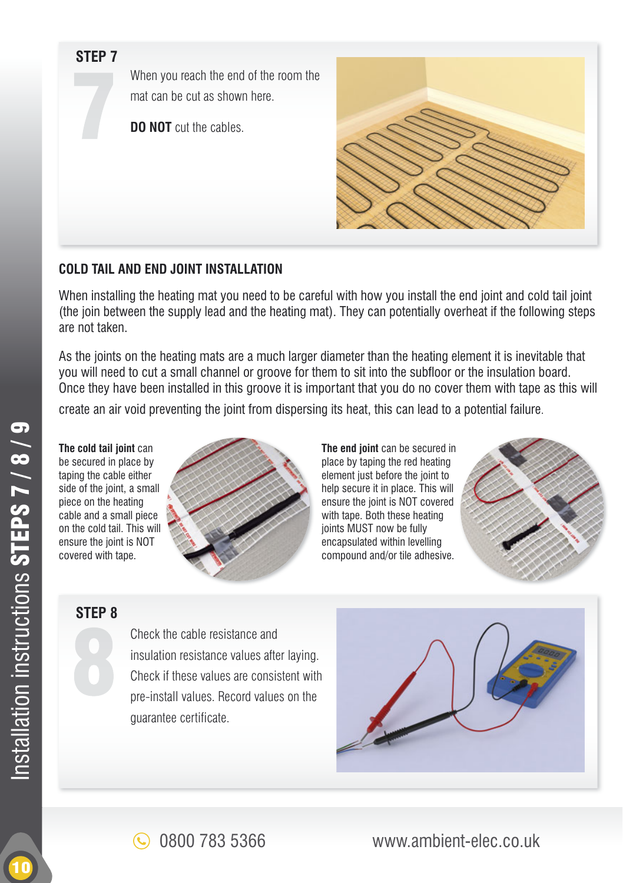## STEP 7

When you reach the end of the room the mat can be cut as shown here.

**DO NOT** cut the cables.

## COLD TAIL AND END JOINT INSTALLATION

When installing the heating mat you need to be careful with how you install the end joint and cold tail joint (the join between the supply lead and the heating mat). They can potentially overheat if the following steps are not taken.

As the joints on the heating mats are a much larger diameter than the heating element it is inevitable that you will need to cut a small channel or groove for them to sit into the subfloor or the insulation board. Once they have been installed in this groove it is important that you do no cover them with tape as this will create an air void preventing the joint from dispersing its heat, this can lead to a potential failure.

**The cold tail joint** can be secured in place by taping the cable either side of the joint, a small piece on the heating cable and a small piece on the cold tail. This will ensure the joint is NOT covered with tape.

**The end joint** can be secured in place by taping the red heating element just before the joint to help secure it in place. This will ensure the joint is NOT covered with tape. Both these heating joints MUST now be fully encapsulated within levelling compound and/or tile adhesive.

## STEP 8

Check the cable resistance and insulation resistance values after laying. Check if these values are consistent with pre-install values. Record values on the guarantee certificate.

0800 783 5366 www.ambient-elec.co.uk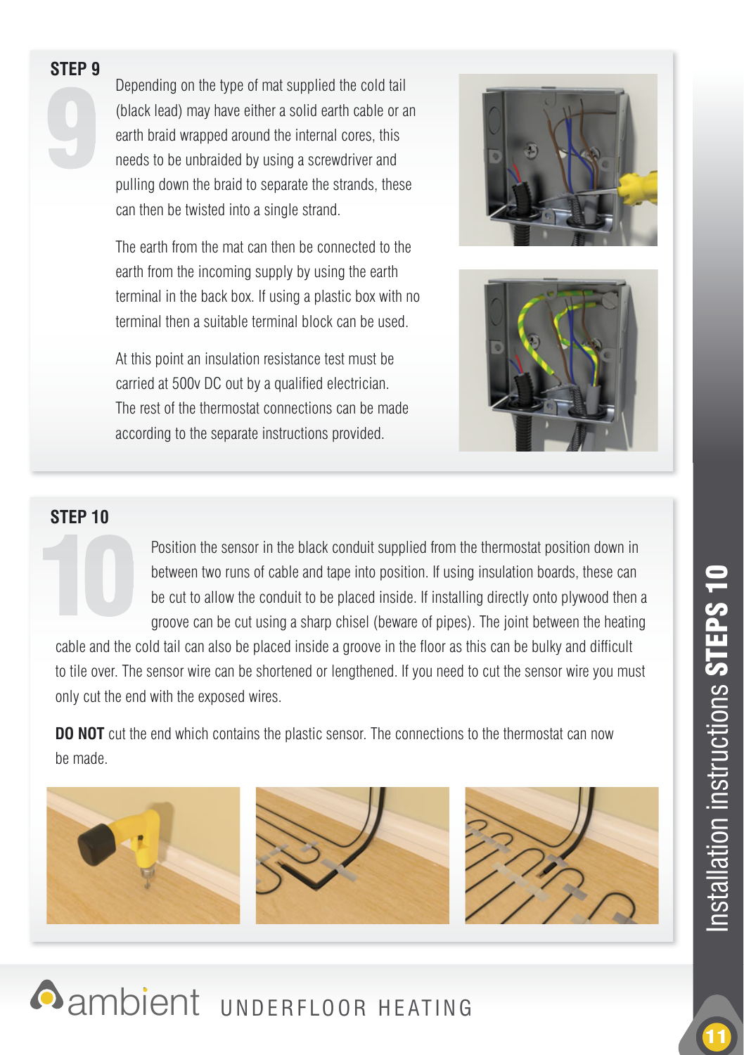## STEP 9

Depending on the type of mat supplied the cold tail (black lead) may have either a solid earth cable or an earth braid wrapped around the internal cores, this needs to be unbraided by using a screwdriver and pulling down the braid to separate the strands, these can then be twisted into a single strand.

The earth from the mat can then be connected to the earth from the incoming supply by using the earth terminal in the back box. If using a plastic box with no terminal then a suitable terminal block can be used.

At this point an insulation resistance test must be carried at 500v DC out by a qualified electrician. The rest of the thermostat connections can be made according to the separate instructions provided.

## STEP 10

Position the sensor in the black conduit supplied from the thermostat position down in between two runs of cable and tape into position. If using insulation boards, these can be cut to allow the conduit to be placed inside. If installing directly onto plywood then a groove can be cut using a sharp chisel (beware of pipes). The joint between the heating cable and the cold tail can also be placed inside a groove in the floor as this can be bulky and difficult to tile over. The sensor wire can be shortened or lengthened. If you need to cut the sensor wire you must only cut the end with the exposed wires.

**DO NOT** cut the end which contains the plastic sensor. The connections to the thermostat can now be made.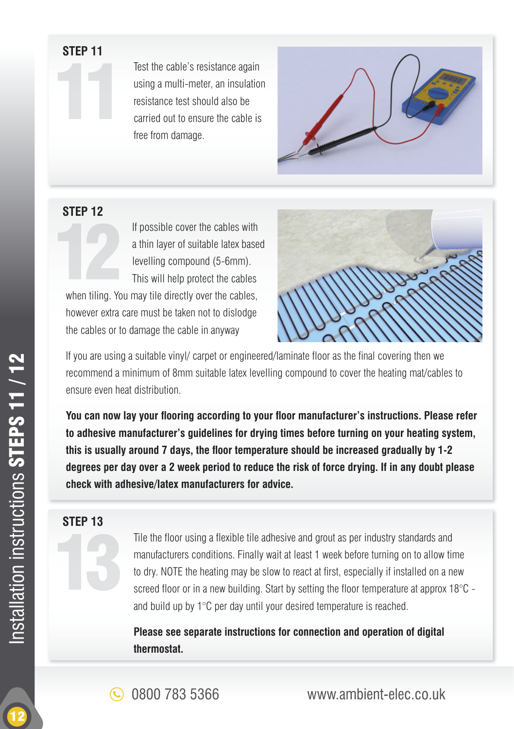## STEP 11

Test the cable's resistance again using a multi-meter, an insulation resistance test should also be carried out to ensure the cable is free from damage.

## STEP 12

If possible cover the cables with a thin layer of suitable latex based levelling compound (5-6mm). This will help protect the cables when tiling. You may tile directly over the cables, however extra care must be taken not to dislodge the cables or to damage the cable in anyway

If you are using a suitable vinyl/ carpet or engineered/laminate floor as the final covering then we recommend a minimum of 8mm suitable latex levelling compound to cover the heating mat/cables to ensure even heat distribution.

**You can now lay your flooring according to your floor manufacturer's instructions. Please refer to adhesive manufacturer's guidelines for drying times before turning on your heating system, this is usually around 7 days, the floor temperature should be increased gradually by 1-2 degrees per day over a 2 week period to reduce the risk of force drying. If in any doubt please check with adhesive/latex manufacturers for advice.**

## STEP 13

Tile the floor using a flexible tile adhesive and grout as per industry standards and manufacturers conditions. Finally wait at least 1 week before turning on to allow time to dry. NOTE the heating may be slow to react at first, especially if installed on a new screed floor or in a new building. Start by setting the floor temperature at approx 18°C - and build up by 1°C per day until your desired temperature is reached.

**Please see separate instructions for connection and operation of digital thermostat.**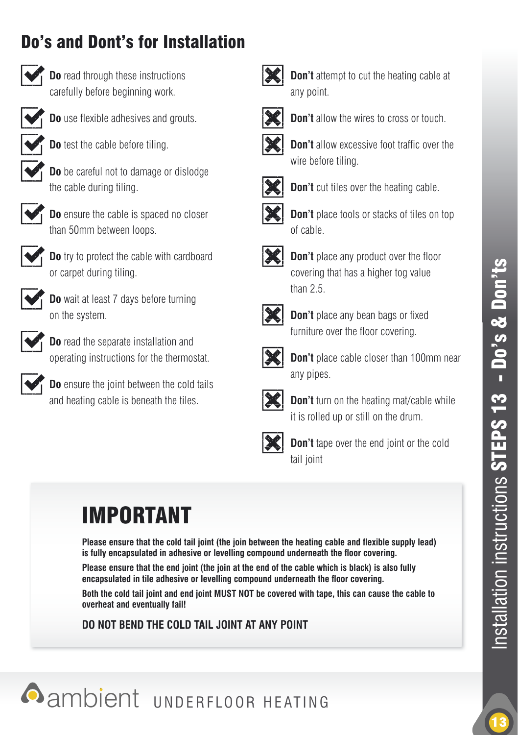# Do's and Dont's for Installation

- **Do** read through these instructions carefully before beginning work.
- **Do** use flexible adhesives and grouts.
- **Do** test the cable before tiling.
- **Do** be careful not to damage or dislodge the cable during tiling.
- **Do** ensure the cable is spaced no closer than 50mm between loops.
- **Do** try to protect the cable with cardboard or carpet during tiling.
- **Do** wait at least 7 days before turning on the system.
- **Do** read the separate installation and operating instructions for the thermostat.
- **Do** ensure the joint between the cold tails and heating cable is beneath the tiles.

- **Don't** attempt to cut the heating cable at any point.
- **Don't** allow the wires to cross or touch.
- **Don't** allow excessive foot traffic over the wire before tiling.
- **Don't** cut tiles over the heating cable.
- **Don't** place tools or stacks of tiles on top of cable.
- **Don't** place any product over the floor covering that has a higher tog value than 2.5.
- **Don't** place any bean bags or fixed furniture over the floor covering.
- **Don't** place cable closer than 100mm near any pipes.
- **Don't** turn on the heating mat/cable while it is rolled up or still on the drum.
- **Don't** tape over the end joint or the cold tail joint

## IMPORTANT

**Please ensure that the cold tail joint (the join between the heating cable and flexible supply lead) is fully encapsulated in adhesive or levelling compound underneath the floor covering.**

**Please ensure that the end joint (the join at the end of the cable which is black) is also fully encapsulated in tile adhesive or levelling compound underneath the floor covering.**

**Both the cold tail joint and end joint MUST NOT be covered with tape, this can cause the cable to overheat and eventually fail!**

**DO NOT BEND THE COLD TAIL JOINT AT ANY POINT**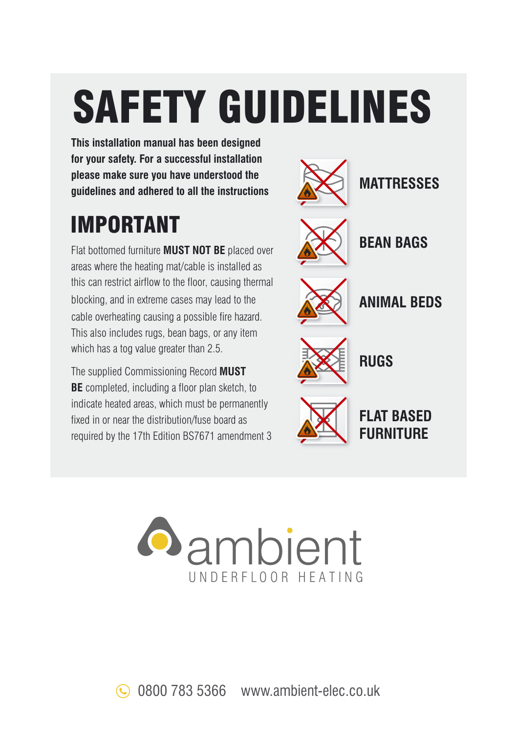# SAFETY GUIDELINES

**This installation manual has been designed for your safety. For a successful installation please make sure you have understood the guidelines and adhered to all the instructions**

## IMPORTANT

Flat bottomed furniture **MUST NOT BE** placed over areas where the heating mat/cable is installed as this can restrict airflow to the floor, causing thermal blocking, and in extreme cases may lead to the cable overheating causing a possible fire hazard. This also includes rugs, bean bags, or any item which has a tog value greater than 2.5.

The supplied Commissioning Record **MUST BE** completed, including a floor plan sketch, to indicate heated areas, which must be permanently fixed in or near the distribution/fuse board as required by the 17th Edition BS7671 amendment 3

**MATTRESSES**

**BEAN BAGS**

**ANIMAL BEDS**

**RUGS**

**FLAT BASED FURNITURE**

ambient
UNDERFLOOR HEATING

0800 783 5366 www.ambient-elec.co.uk